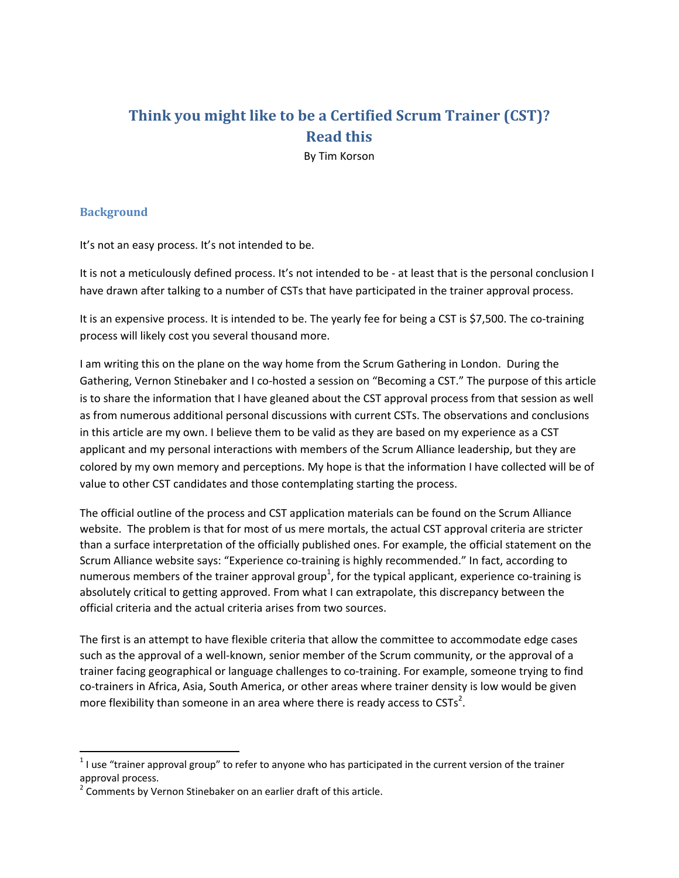# Think you might like to be a Certified Scrum Trainer (CST)? Read this

By Tim Korson

## Background

It's not an easy process. It's not intended to be.

It is not a meticulously defined process. It's not intended to be - at least that is the personal conclusion I have drawn after talking to a number of CSTs that have participated in the trainer approval process.

It is an expensive process. It is intended to be. The yearly fee for being a CST is $7,500. The co-training process will likely cost you several thousand more.

I am writing this on the plane on the way home from the Scrum Gathering in London. During the Gathering, Vernon Stinebaker and I co-hosted a session on "Becoming a CST." The purpose of this article is to share the information that I have gleaned about the CST approval process from that session as well as from numerous additional personal discussions with current CSTs. The observations and conclusions in this article are my own. I believe them to be valid as they are based on my experience as a CST applicant and my personal interactions with members of the Scrum Alliance leadership, but they are colored by my own memory and perceptions. My hope is that the information I have collected will be of value to other CST candidates and those contemplating starting the process.

The official outline of the process and CST application materials can be found on the Scrum Alliance website. The problem is that for most of us mere mortals, the actual CST approval criteria are stricter than a surface interpretation of the officially published ones. For example, the official statement on the Scrum Alliance website says: "Experience co-training is highly recommended." In fact, according to numerous members of the trainer approval group[1], for the typical applicant, experience co-training is absolutely critical to getting approved. From what I can extrapolate, this discrepancy between the official criteria and the actual criteria arises from two sources.

The first is an attempt to have flexible criteria that allow the committee to accommodate edge cases such as the approval of a well-known, senior member of the Scrum community, or the approval of a trainer facing geographical or language challenges to co-training. For example, someone trying to find co-trainers in Africa, Asia, South America, or other areas where trainer density is low would be given more flexibility than someone in an area where there is ready access to CSTs[2].

---

[1] I use "trainer approval group" to refer to anyone who has participated in the current version of the trainer approval process.

[2] Comments by Vernon Stinebaker on an earlier draft of this article.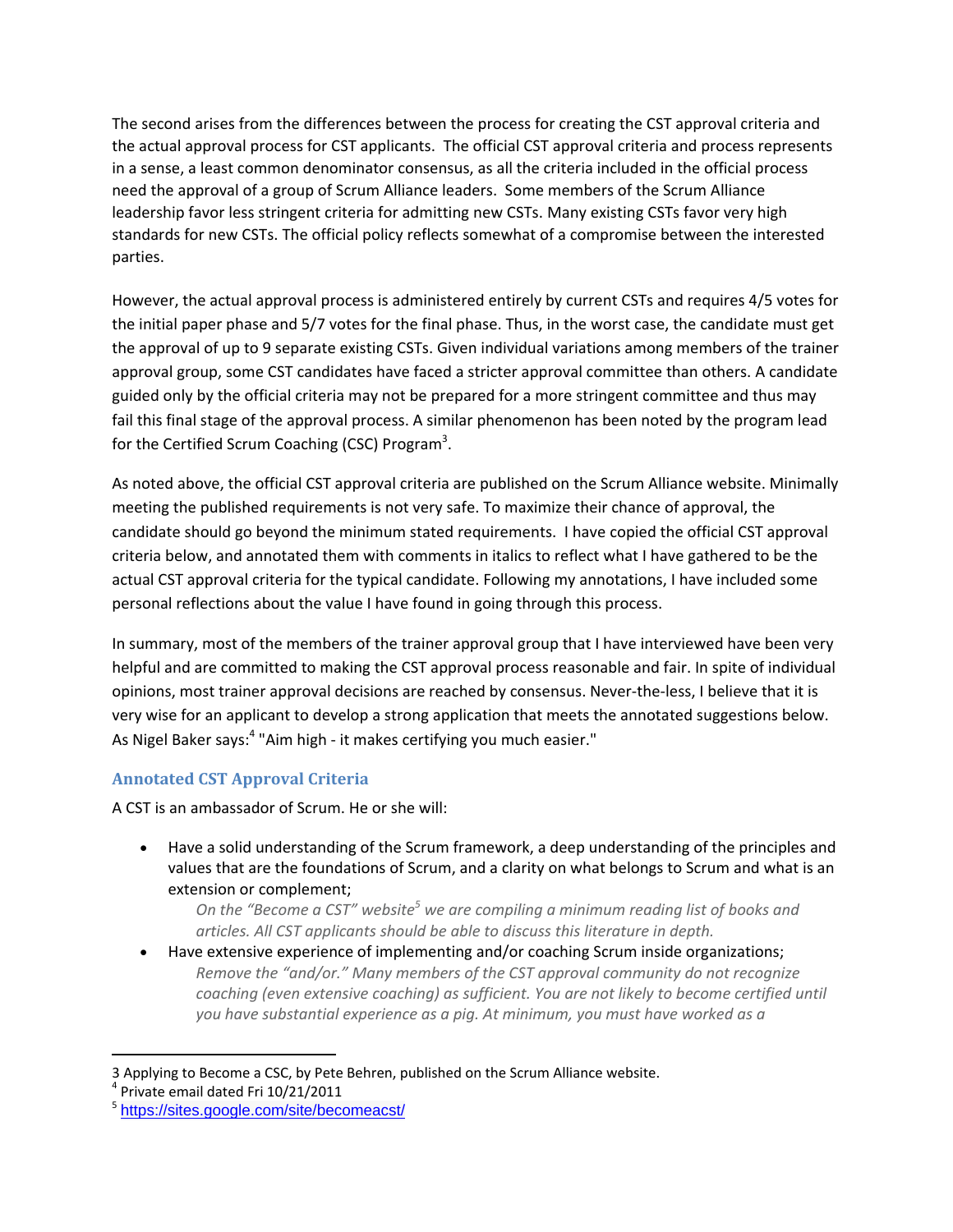The second arises from the differences between the process for creating the CST approval criteria and the actual approval process for CST applicants. The official CST approval criteria and process represents in a sense, a least common denominator consensus, as all the criteria included in the official process need the approval of a group of Scrum Alliance leaders. Some members of the Scrum Alliance leadership favor less stringent criteria for admitting new CSTs. Many existing CSTs favor very high standards for new CSTs. The official policy reflects somewhat of a compromise between the interested parties.

However, the actual approval process is administered entirely by current CSTs and requires 4/5 votes for the initial paper phase and 5/7 votes for the final phase. Thus, in the worst case, the candidate must get the approval of up to 9 separate existing CSTs. Given individual variations among members of the trainer approval group, some CST candidates have faced a stricter approval committee than others. A candidate guided only by the official criteria may not be prepared for a more stringent committee and thus may fail this final stage of the approval process. A similar phenomenon has been noted by the program lead for the Certified Scrum Coaching (CSC) Program[3].

As noted above, the official CST approval criteria are published on the Scrum Alliance website. Minimally meeting the published requirements is not very safe. To maximize their chance of approval, the candidate should go beyond the minimum stated requirements. I have copied the official CST approval criteria below, and annotated them with comments in italics to reflect what I have gathered to be the actual CST approval criteria for the typical candidate. Following my annotations, I have included some personal reflections about the value I have found in going through this process.

In summary, most of the members of the trainer approval group that I have interviewed have been very helpful and are committed to making the CST approval process reasonable and fair. In spite of individual opinions, most trainer approval decisions are reached by consensus. Never-the-less, I believe that it is very wise for an applicant to develop a strong application that meets the annotated suggestions below. As Nigel Baker says:[4] "Aim high - it makes certifying you much easier."

### Annotated CST Approval Criteria

A CST is an ambassador of Scrum. He or she will:

- Have a solid understanding of the Scrum framework, a deep understanding of the principles and values that are the foundations of Scrum, and a clarity on what belongs to Scrum and what is an extension or complement;

  *On the "Become a CST" website[5] we are compiling a minimum reading list of books and articles. All CST applicants should be able to discuss this literature in depth.*

- Have extensive experience of implementing and/or coaching Scrum inside organizations;

  *Remove the "and/or." Many members of the CST approval community do not recognize coaching (even extensive coaching) as sufficient. You are not likely to become certified until you have substantial experience as a pig. At minimum, you must have worked as a*

---

3 Applying to Become a CSC, by Pete Behren, published on the Scrum Alliance website.

4 Private email dated Fri 10/21/2011

5 https://sites.google.com/site/becomeacst/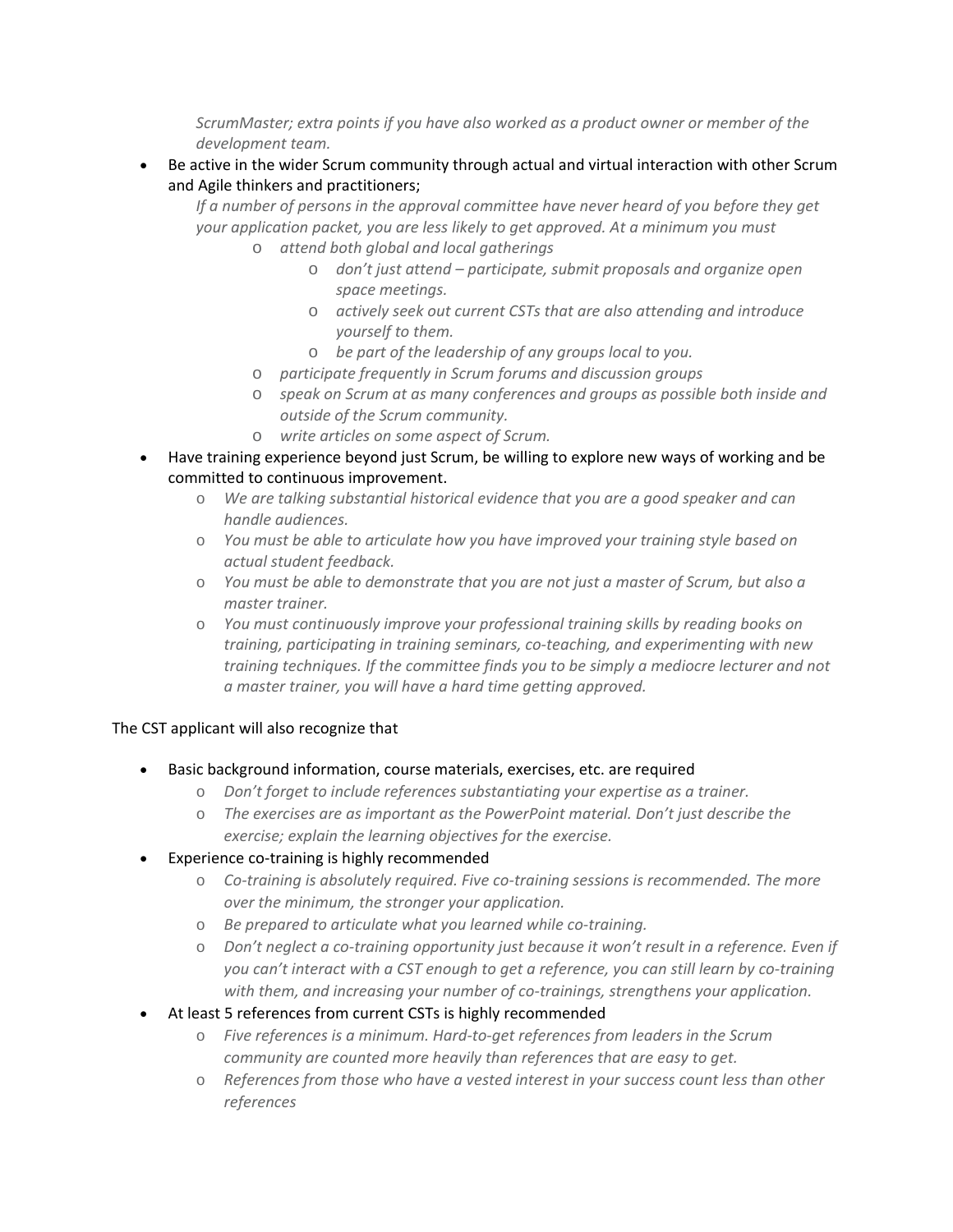*ScrumMaster; extra points if you have also worked as a product owner or member of the development team.*

- Be active in the wider Scrum community through actual and virtual interaction with other Scrum and Agile thinkers and practitioners;

  *If a number of persons in the approval committee have never heard of you before they get your application packet, you are less likely to get approved. At a minimum you must*

  - *attend both global and local gatherings*
    - *don't just attend – participate, submit proposals and organize open space meetings.*
    - *actively seek out current CSTs that are also attending and introduce yourself to them.*
    - *be part of the leadership of any groups local to you.*
  - *participate frequently in Scrum forums and discussion groups*
  - *speak on Scrum at as many conferences and groups as possible both inside and outside of the Scrum community.*
  - *write articles on some aspect of Scrum.*
- Have training experience beyond just Scrum, be willing to explore new ways of working and be committed to continuous improvement.
  - *We are talking substantial historical evidence that you are a good speaker and can handle audiences.*
  - *You must be able to articulate how you have improved your training style based on actual student feedback.*
  - *You must be able to demonstrate that you are not just a master of Scrum, but also a master trainer.*
  - *You must continuously improve your professional training skills by reading books on training, participating in training seminars, co-teaching, and experimenting with new training techniques. If the committee finds you to be simply a mediocre lecturer and not a master trainer, you will have a hard time getting approved.*

The CST applicant will also recognize that

- Basic background information, course materials, exercises, etc. are required
  - *Don't forget to include references substantiating your expertise as a trainer.*
  - *The exercises are as important as the PowerPoint material. Don't just describe the exercise; explain the learning objectives for the exercise.*
- Experience co-training is highly recommended
  - *Co-training is absolutely required. Five co-training sessions is recommended. The more over the minimum, the stronger your application.*
  - *Be prepared to articulate what you learned while co-training.*
  - *Don't neglect a co-training opportunity just because it won't result in a reference. Even if you can't interact with a CST enough to get a reference, you can still learn by co-training with them, and increasing your number of co-trainings, strengthens your application.*
- At least 5 references from current CSTs is highly recommended
  - *Five references is a minimum. Hard-to-get references from leaders in the Scrum community are counted more heavily than references that are easy to get.*
  - *References from those who have a vested interest in your success count less than other references*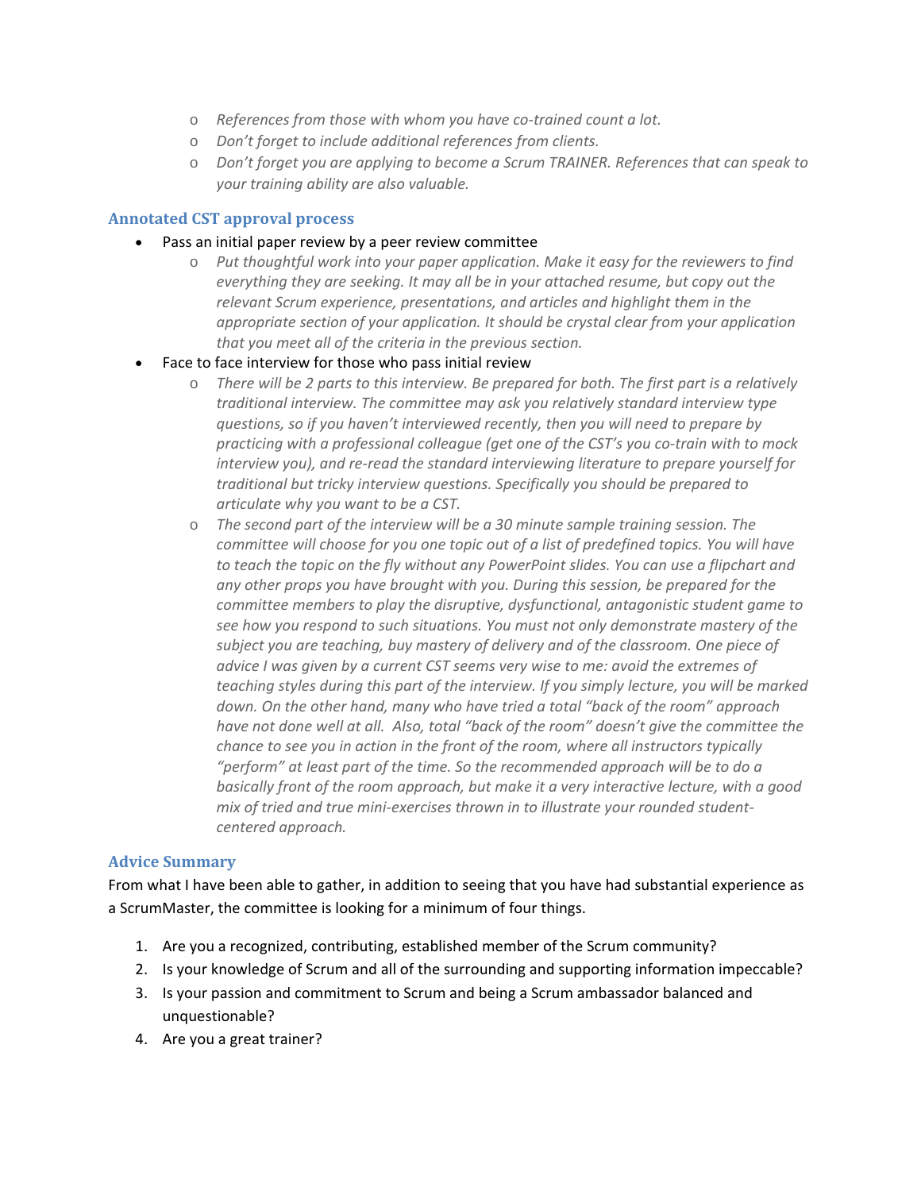- *References from those with whom you have co-trained count a lot.*
   - *Don't forget to include additional references from clients.*
   - *Don't forget you are applying to become a Scrum TRAINER. References that can speak to your training ability are also valuable.*

### Annotated CST approval process

- Pass an initial paper review by a peer review committee
   - *Put thoughtful work into your paper application. Make it easy for the reviewers to find everything they are seeking. It may all be in your attached resume, but copy out the relevant Scrum experience, presentations, and articles and highlight them in the appropriate section of your application. It should be crystal clear from your application that you meet all of the criteria in the previous section.*
- Face to face interview for those who pass initial review
   - *There will be 2 parts to this interview. Be prepared for both. The first part is a relatively traditional interview. The committee may ask you relatively standard interview type questions, so if you haven't interviewed recently, then you will need to prepare by practicing with a professional colleague (get one of the CST's you co-train with to mock interview you), and re-read the standard interviewing literature to prepare yourself for traditional but tricky interview questions. Specifically you should be prepared to articulate why you want to be a CST.*
   - *The second part of the interview will be a 30 minute sample training session. The committee will choose for you one topic out of a list of predefined topics. You will have to teach the topic on the fly without any PowerPoint slides. You can use a flipchart and any other props you have brought with you. During this session, be prepared for the committee members to play the disruptive, dysfunctional, antagonistic student game to see how you respond to such situations. You must not only demonstrate mastery of the subject you are teaching, buy mastery of delivery and of the classroom. One piece of advice I was given by a current CST seems very wise to me: avoid the extremes of teaching styles during this part of the interview. If you simply lecture, you will be marked down. On the other hand, many who have tried a total "back of the room" approach have not done well at all. Also, total "back of the room" doesn't give the committee the chance to see you in action in the front of the room, where all instructors typically "perform" at least part of the time. So the recommended approach will be to do a basically front of the room approach, but make it a very interactive lecture, with a good mix of tried and true mini-exercises thrown in to illustrate your rounded student-centered approach.*

### Advice Summary

From what I have been able to gather, in addition to seeing that you have had substantial experience as a ScrumMaster, the committee is looking for a minimum of four things.

1. Are you a recognized, contributing, established member of the Scrum community?
2. Is your knowledge of Scrum and all of the surrounding and supporting information impeccable?
3. Is your passion and commitment to Scrum and being a Scrum ambassador balanced and unquestionable?
4. Are you a great trainer?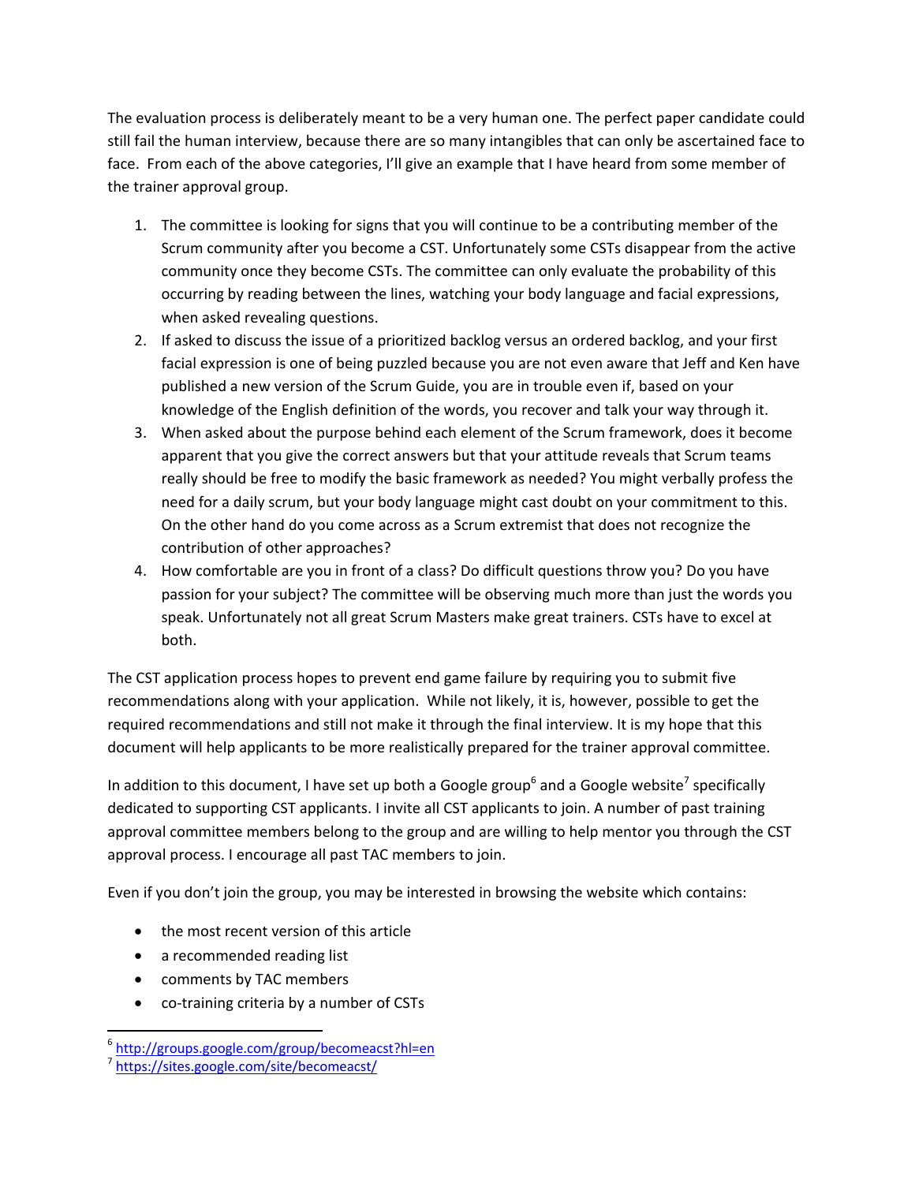The evaluation process is deliberately meant to be a very human one. The perfect paper candidate could still fail the human interview, because there are so many intangibles that can only be ascertained face to face. From each of the above categories, I'll give an example that I have heard from some member of the trainer approval group.

1. The committee is looking for signs that you will continue to be a contributing member of the Scrum community after you become a CST. Unfortunately some CSTs disappear from the active community once they become CSTs. The committee can only evaluate the probability of this occurring by reading between the lines, watching your body language and facial expressions, when asked revealing questions.
2. If asked to discuss the issue of a prioritized backlog versus an ordered backlog, and your first facial expression is one of being puzzled because you are not even aware that Jeff and Ken have published a new version of the Scrum Guide, you are in trouble even if, based on your knowledge of the English definition of the words, you recover and talk your way through it.
3. When asked about the purpose behind each element of the Scrum framework, does it become apparent that you give the correct answers but that your attitude reveals that Scrum teams really should be free to modify the basic framework as needed? You might verbally profess the need for a daily scrum, but your body language might cast doubt on your commitment to this. On the other hand do you come across as a Scrum extremist that does not recognize the contribution of other approaches?
4. How comfortable are you in front of a class? Do difficult questions throw you? Do you have passion for your subject? The committee will be observing much more than just the words you speak. Unfortunately not all great Scrum Masters make great trainers. CSTs have to excel at both.

The CST application process hopes to prevent end game failure by requiring you to submit five recommendations along with your application. While not likely, it is, however, possible to get the required recommendations and still not make it through the final interview. It is my hope that this document will help applicants to be more realistically prepared for the trainer approval committee.

In addition to this document, I have set up both a Google group[6] and a Google website[7] specifically dedicated to supporting CST applicants. I invite all CST applicants to join. A number of past training approval committee members belong to the group and are willing to help mentor you through the CST approval process. I encourage all past TAC members to join.

Even if you don't join the group, you may be interested in browsing the website which contains:

- the most recent version of this article
- a recommended reading list
- comments by TAC members
- co-training criteria by a number of CSTs

---

[6] http://groups.google.com/group/becomeacst?hl=en

[7] https://sites.google.com/site/becomeacst/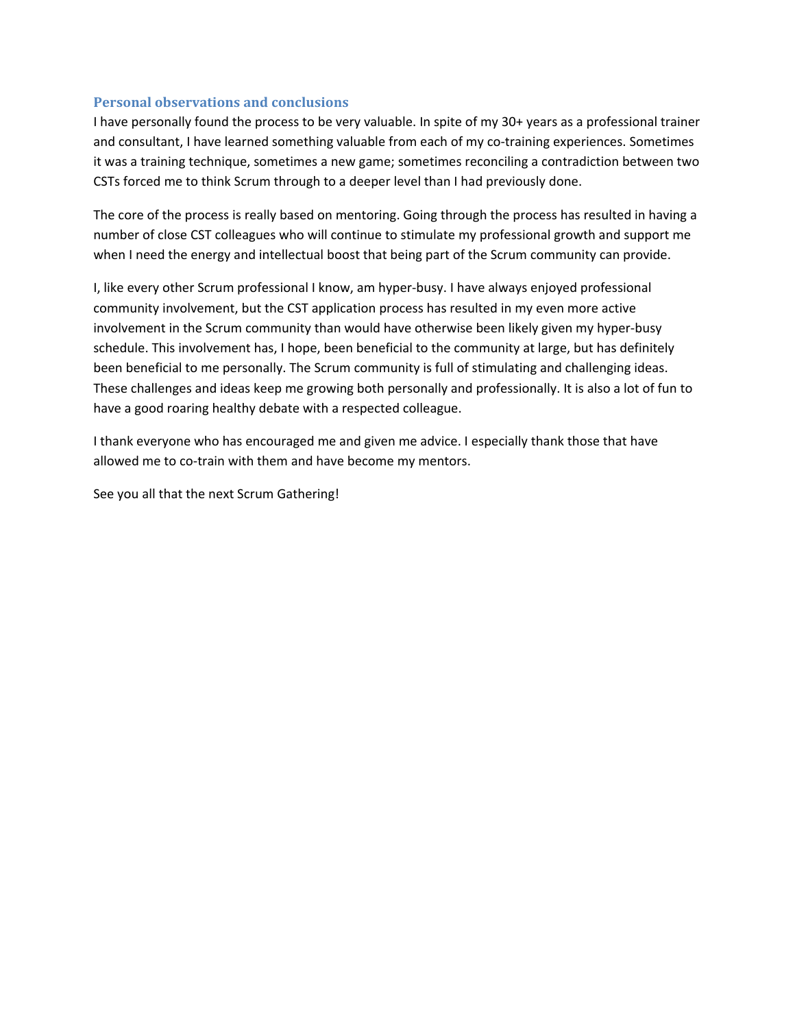## Personal observations and conclusions

I have personally found the process to be very valuable. In spite of my 30+ years as a professional trainer and consultant, I have learned something valuable from each of my co-training experiences. Sometimes it was a training technique, sometimes a new game; sometimes reconciling a contradiction between two CSTs forced me to think Scrum through to a deeper level than I had previously done.

The core of the process is really based on mentoring. Going through the process has resulted in having a number of close CST colleagues who will continue to stimulate my professional growth and support me when I need the energy and intellectual boost that being part of the Scrum community can provide.

I, like every other Scrum professional I know, am hyper-busy. I have always enjoyed professional community involvement, but the CST application process has resulted in my even more active involvement in the Scrum community than would have otherwise been likely given my hyper-busy schedule. This involvement has, I hope, been beneficial to the community at large, but has definitely been beneficial to me personally. The Scrum community is full of stimulating and challenging ideas. These challenges and ideas keep me growing both personally and professionally. It is also a lot of fun to have a good roaring healthy debate with a respected colleague.

I thank everyone who has encouraged me and given me advice. I especially thank those that have allowed me to co-train with them and have become my mentors.

See you all that the next Scrum Gathering!